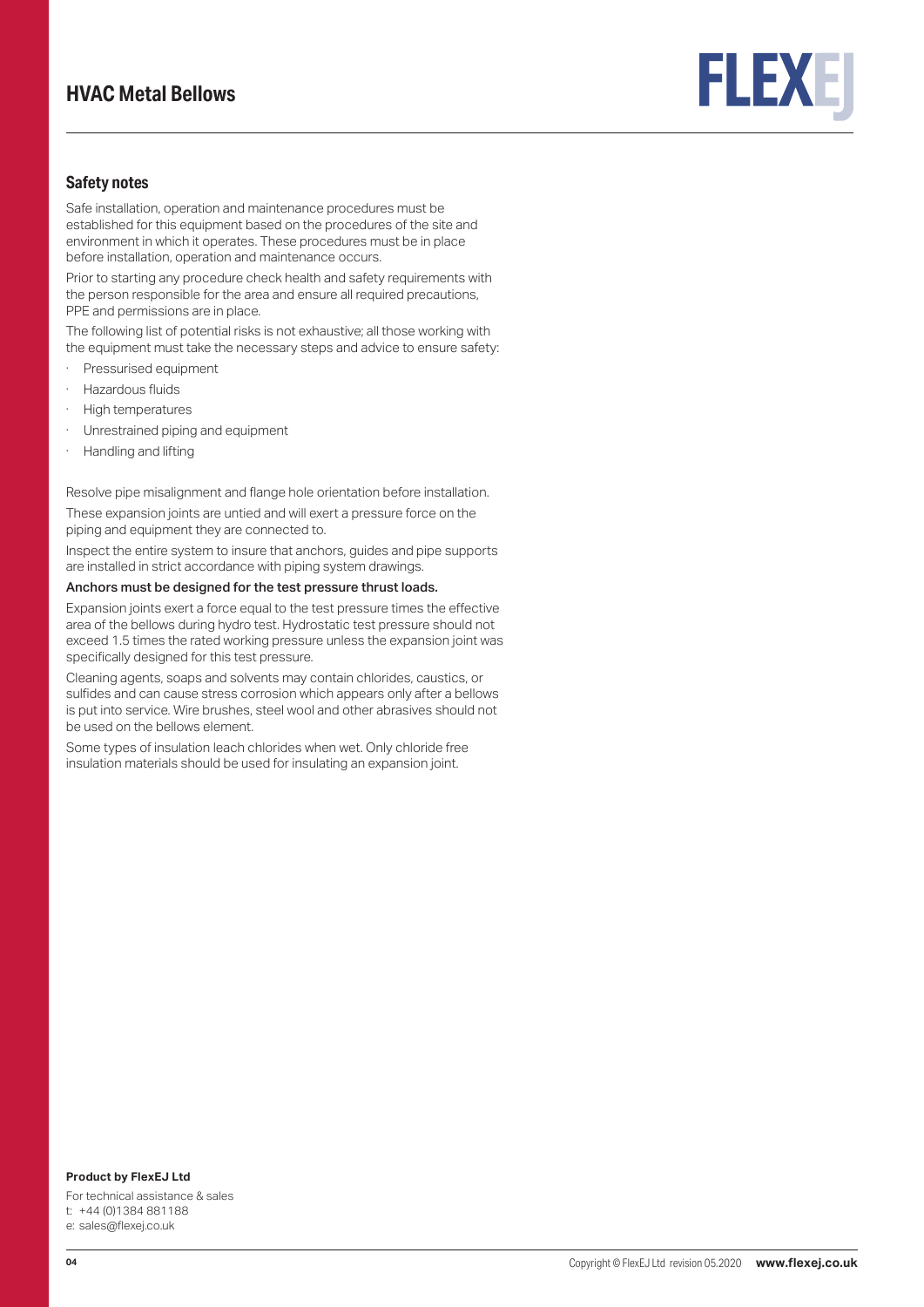## HVAC Metal Bellows

### Safety notes

Safe installation, operation and maintenance procedures must be established for this equipment based on the procedures of the site and environment in which it operates. These procedures must be in place before installation, operation and maintenance occurs.

Prior to starting any procedure check health and safety requirements with the person responsible for the area and ensure all required precautions, PPE and permissions are in place.

The following list of potential risks is not exhaustive; all those working with the equipment must take the necessary steps and advice to ensure safety:

- Pressurised equipment
- Hazardous fluids
- High temperatures
- Unrestrained piping and equipment
- Handling and lifting

Resolve pipe misalignment and flange hole orientation before installation.

These expansion joints are untied and will exert a pressure force on the piping and equipment they are connected to.

Inspect the entire system to insure that anchors, guides and pipe supports are installed in strict accordance with piping system drawings.

**Anchors must be designed for the test pressure thrust loads.**

Expansion joints exert a force equal to the test pressure times the effective area of the bellows during hydro test. Hydrostatic test pressure should not exceed 1.5 times the rated working pressure unless the expansion joint was specifically designed for this test pressure.

Cleaning agents, soaps and solvents may contain chlorides, caustics, or sulfides and can cause stress corrosion which appears only after a bellows is put into service. Wire brushes, steel wool and other abrasives should not be used on the bellows element.

Some types of insulation leach chlorides when wet. Only chloride free insulation materials should be used for insulating an expansion joint.

**Product by FlexEJ Ltd**

For technical assistance & sales
t: +44 (0)1384 881188
e: sales@flexej.co.uk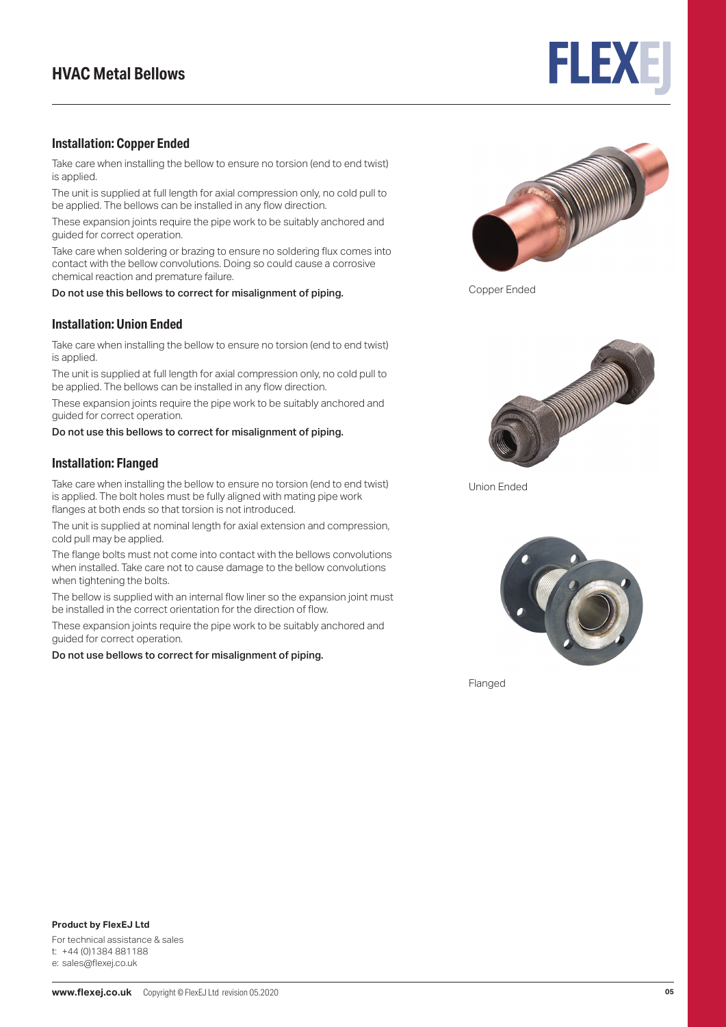## HVAC Metal Bellows

### Installation: Copper Ended

Take care when installing the bellow to ensure no torsion (end to end twist) is applied.

The unit is supplied at full length for axial compression only, no cold pull to be applied. The bellows can be installed in any flow direction.

These expansion joints require the pipe work to be suitably anchored and guided for correct operation.

Take care when soldering or brazing to ensure no soldering flux comes into contact with the bellow convolutions. Doing so could cause a corrosive chemical reaction and premature failure.

**Do not use this bellows to correct for misalignment of piping.**

### Installation: Union Ended

Take care when installing the bellow to ensure no torsion (end to end twist) is applied.

The unit is supplied at full length for axial compression only, no cold pull to be applied. The bellows can be installed in any flow direction.

These expansion joints require the pipe work to be suitably anchored and guided for correct operation.

**Do not use this bellows to correct for misalignment of piping.**

### Installation: Flanged

Take care when installing the bellow to ensure no torsion (end to end twist) is applied. The bolt holes must be fully aligned with mating pipe work flanges at both ends so that torsion is not introduced.

The unit is supplied at nominal length for axial extension and compression, cold pull may be applied.

The flange bolts must not come into contact with the bellows convolutions when installed. Take care not to cause damage to the bellow convolutions when tightening the bolts.

The bellow is supplied with an internal flow liner so the expansion joint must be installed in the correct orientation for the direction of flow.

These expansion joints require the pipe work to be suitably anchored and guided for correct operation.

**Do not use bellows to correct for misalignment of piping.**

Copper Ended

Union Ended

Flanged

**Product by FlexEJ Ltd**

For technical assistance & sales
t: +44 (0)1384 881188
e: sales@flexej.co.uk

**www.flexej.co.uk** Copyright © FlexEJ Ltd revision 05.2020